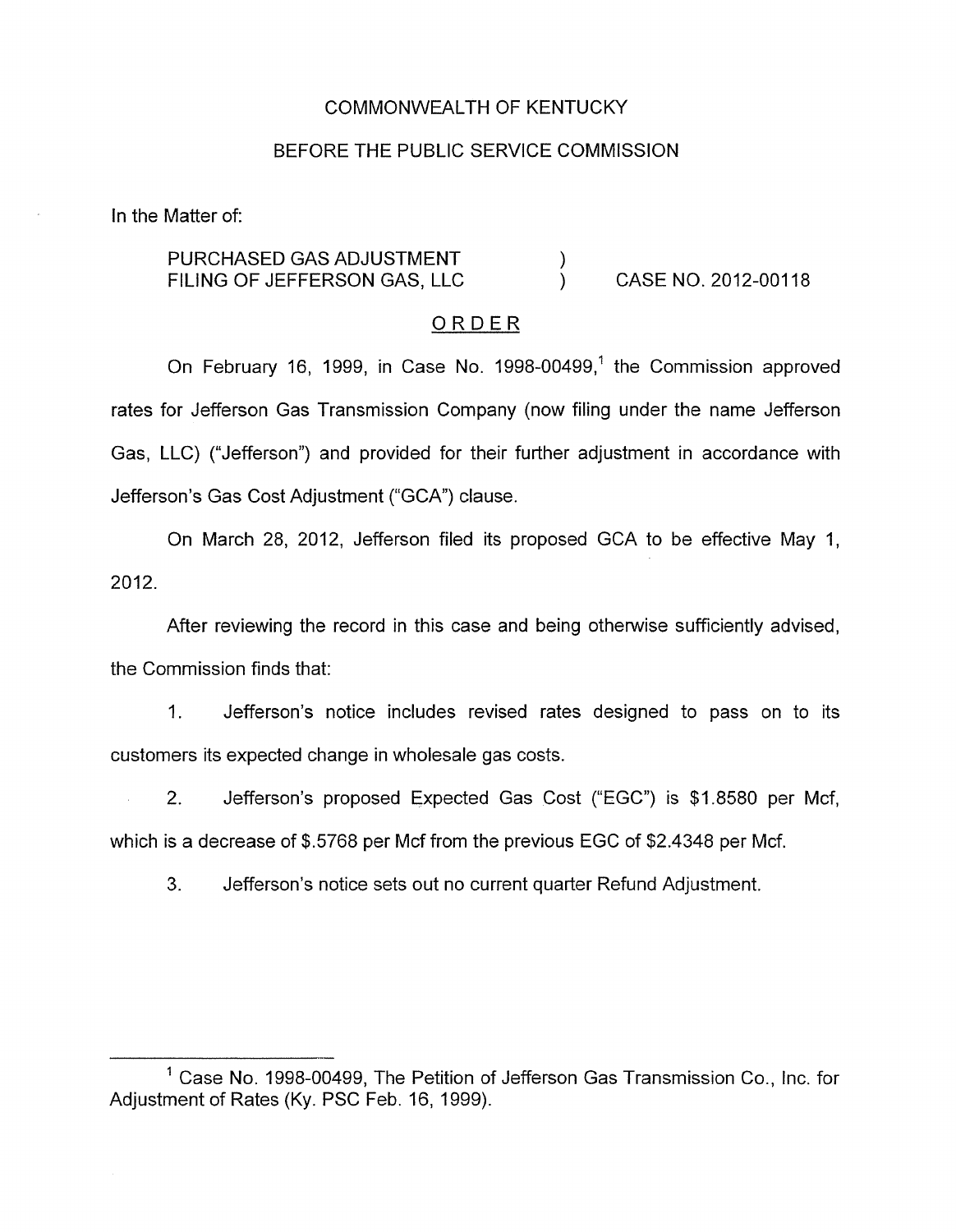COMMONWEALTH OF KENTUCKY

BEFORE THE PUBLIC SERVICE COMMISSION

In the Matter of:

PURCHASED GAS ADJUSTMENT FILING OF JEFFERSON GAS, LLC ) CASE NO. 2012-00118

ORDER

On February 16, 1999, in Case No. 1998-00499,[1] the Commission approved rates for Jefferson Gas Transmission Company (now filing under the name Jefferson Gas, LLC) ("Jefferson") and provided for their further adjustment in accordance with Jefferson's Gas Cost Adjustment ("GCA") clause.

On March 28, 2012, Jefferson filed its proposed GCA to be effective May 1, 2012.

After reviewing the record in this case and being otherwise sufficiently advised, the Commission finds that:

1. Jefferson's notice includes revised rates designed to pass on to its customers its expected change in wholesale gas costs.

2. Jefferson's proposed Expected Gas Cost ("EGC") is $1.8580 per Mcf, which is a decrease of $.5768 per Mcf from the previous EGC of $2.4348 per Mcf.

3. Jefferson's notice sets out no current quarter Refund Adjustment.

[1] Case No. 1998-00499, The Petition of Jefferson Gas Transmission Co., Inc. for Adjustment of Rates (Ky. PSC Feb. 16, 1999).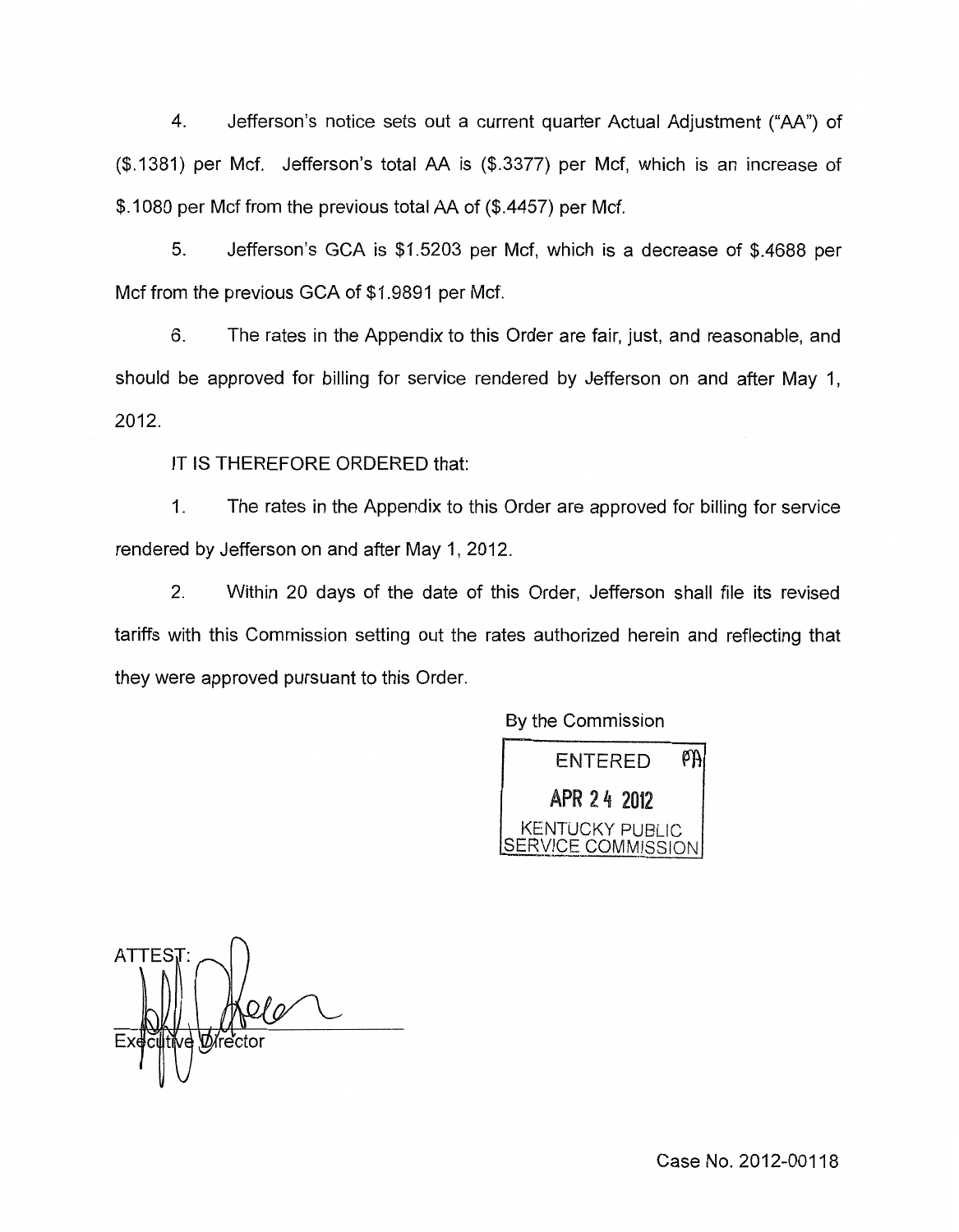4. Jefferson's notice sets out a current quarter Actual Adjustment ("AA") of ($.1381) per Mcf. Jefferson's total AA is ($.3377) per Mcf, which is an increase of $.1080 per Mcf from the previous total AA of ($.4457) per Mcf.

5. Jefferson's GCA is $1.5203 per Mcf, which is a decrease of $.4688 per Mcf from the previous GCA of $1.9891 per Mcf.

6. The rates in the Appendix to this Order are fair, just, and reasonable, and should be approved for billing for service rendered by Jefferson on and after May 1, 2012.

IT IS THEREFORE ORDERED that:

1. The rates in the Appendix to this Order are approved for billing for service rendered by Jefferson on and after May 1, 2012.

2. Within 20 days of the date of this Order, Jefferson shall file its revised tariffs with this Commission setting out the rates authorized herein and reflecting that they were approved pursuant to this Order.

By the Commission

ENTERED
APR 24 2012
KENTUCKY PUBLIC SERVICE COMMISSION

ATTEST:

Executive Director

Case No. 2012-00118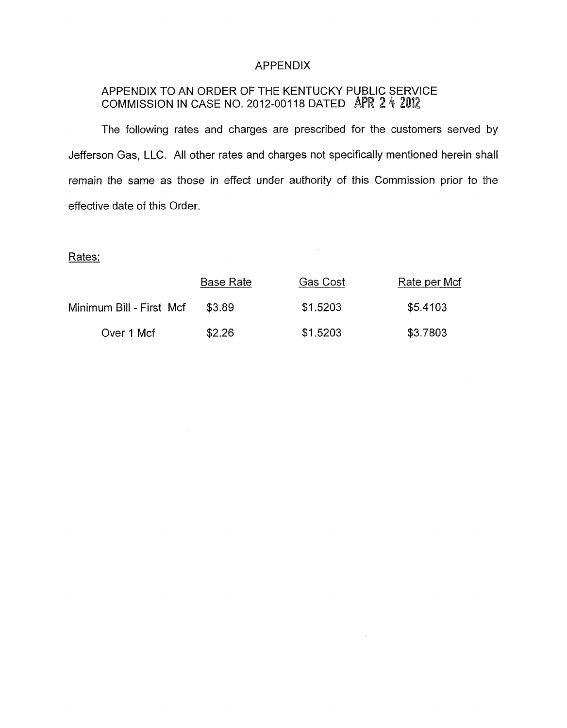# APPENDIX

APPENDIX TO AN ORDER OF THE KENTUCKY PUBLIC SERVICE COMMISSION IN CASE NO. 2012-00118 DATED APR 24 2012

The following rates and charges are prescribed for the customers served by Jefferson Gas, LLC. All other rates and charges not specifically mentioned herein shall remain the same as those in effect under authority of this Commission prior to the effective date of this Order.

Rates:

| | Base Rate | Gas Cost | Rate per Mcf |
|---|---|---|---|
| Minimum Bill - First Mcf | $3.89 | $1.5203 | $5.4103 |
| Over 1 Mcf | $2.26 | $1.5203 | $3.7803 |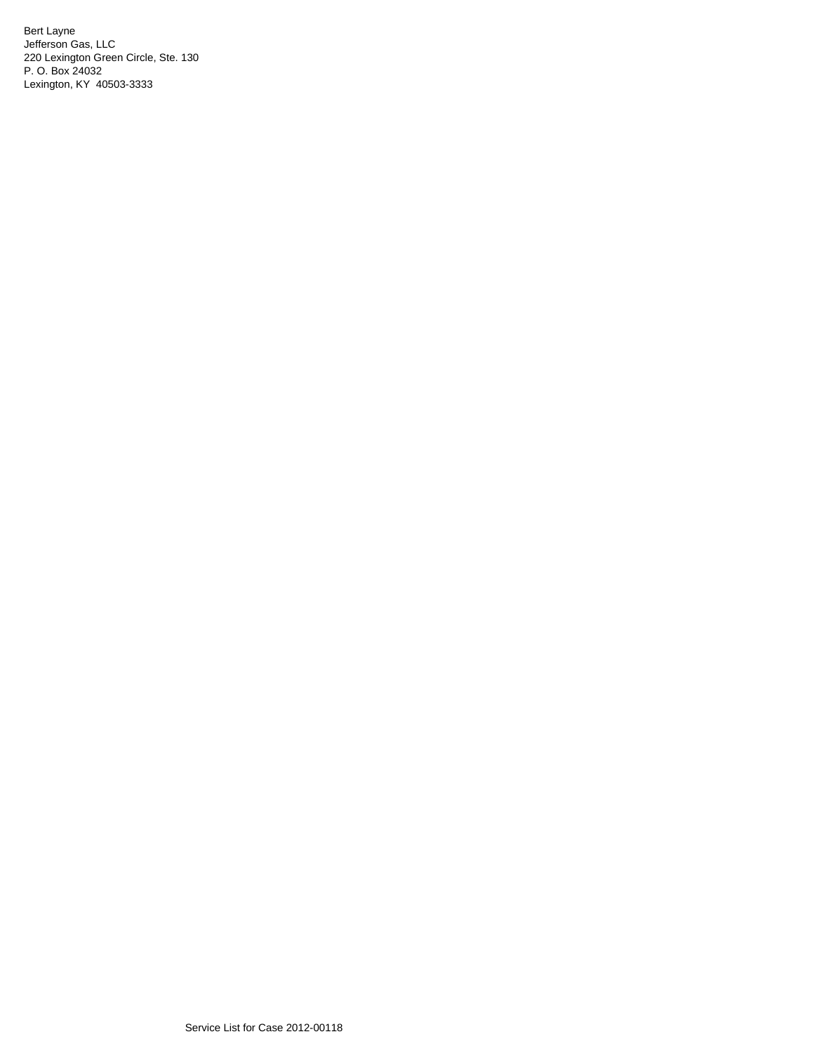Bert Layne
Jefferson Gas, LLC
220 Lexington Green Circle, Ste. 130
P. O. Box 24032
Lexington, KY  40503-3333